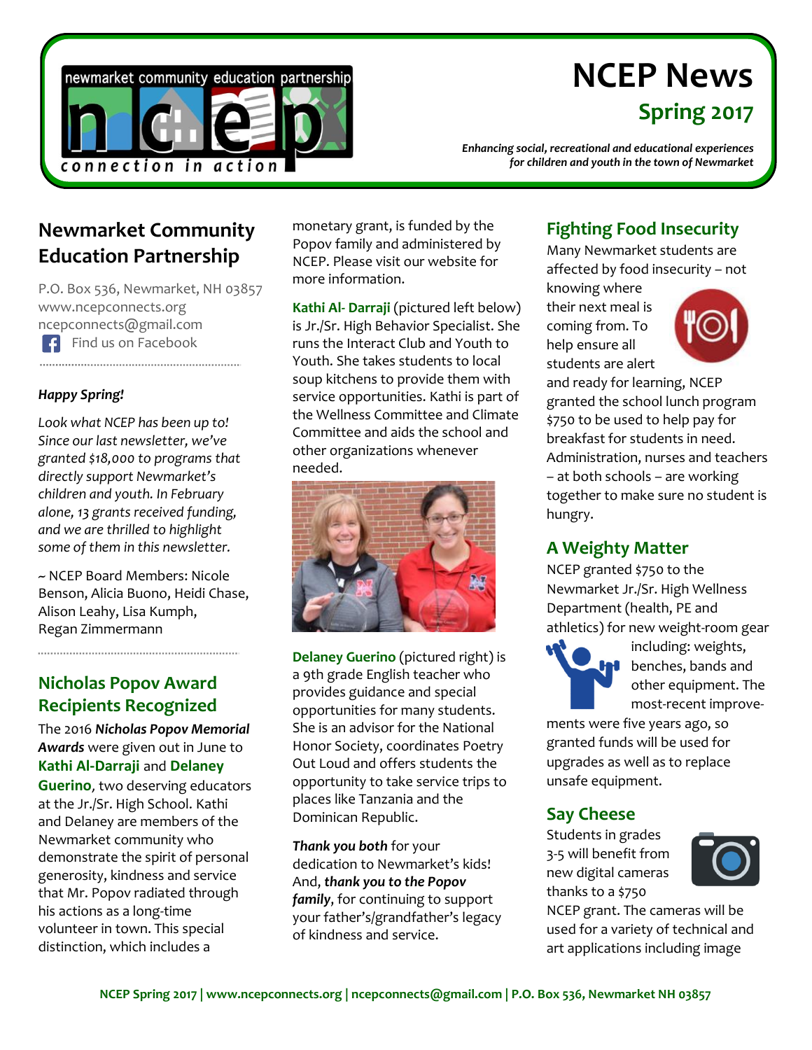# NCEP News

## Spring 2017

*Enhancing social, recreational and educational experiences for children and youth in the town of Newmarket*

## Newmarket Community Education Partnership

P.O. Box 536, Newmarket, NH 03857
www.ncepconnects.org
ncepconnects@gmail.com
Find us on Facebook

***Happy Spring!***

*Look what NCEP has been up to! Since our last newsletter, we've granted $18,000 to programs that directly support Newmarket's children and youth. In February alone, 13 grants received funding, and we are thrilled to highlight some of them in this newsletter.*

~ NCEP Board Members: Nicole Benson, Alicia Buono, Heidi Chase, Alison Leahy, Lisa Kumph, Regan Zimmermann

## Nicholas Popov Award Recipients Recognized

The 2016 ***Nicholas Popov Memorial Awards*** were given out in June to **Kathi Al-Darraji** and **Delaney Guerino**, two deserving educators at the Jr./Sr. High School. Kathi and Delaney are members of the Newmarket community who demonstrate the spirit of personal generosity, kindness and service that Mr. Popov radiated through his actions as a long-time volunteer in town. This special distinction, which includes a monetary grant, is funded by the Popov family and administered by NCEP. Please visit our website for more information.

**Kathi Al- Darraji** (pictured left below) is Jr./Sr. High Behavior Specialist. She runs the Interact Club and Youth to Youth. She takes students to local soup kitchens to provide them with service opportunities. Kathi is part of the Wellness Committee and Climate Committee and aids the school and other organizations whenever needed.

**Delaney Guerino** (pictured right) is a 9th grade English teacher who provides guidance and special opportunities for many students. She is an advisor for the National Honor Society, coordinates Poetry Out Loud and offers students the opportunity to take service trips to places like Tanzania and the Dominican Republic.

***Thank you both*** for your dedication to Newmarket's kids! And, ***thank you to the Popov family***, for continuing to support your father's/grandfather's legacy of kindness and service.

## Fighting Food Insecurity

Many Newmarket students are affected by food insecurity – not knowing where their next meal is coming from. To help ensure all students are alert and ready for learning, NCEP granted the school lunch program $750 to be used to help pay for breakfast for students in need. Administration, nurses and teachers – at both schools – are working together to make sure no student is hungry.

## A Weighty Matter

NCEP granted $750 to the Newmarket Jr./Sr. High Wellness Department (health, PE and athletics) for new weight-room gear including: weights, benches, bands and other equipment. The most-recent improvements were five years ago, so granted funds will be used for upgrades as well as to replace unsafe equipment.

## Say Cheese

Students in grades 3-5 will benefit from new digital cameras thanks to a $750 NCEP grant. The cameras will be used for a variety of technical and art applications including image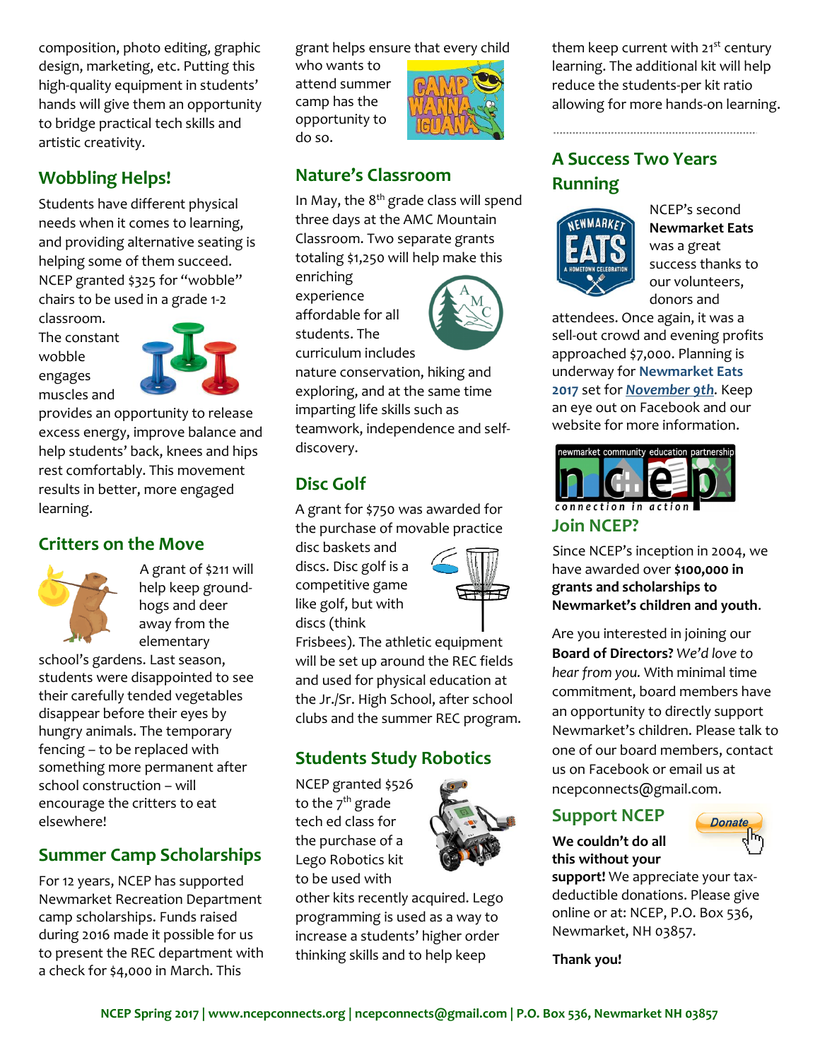composition, photo editing, graphic design, marketing, etc. Putting this high-quality equipment in students' hands will give them an opportunity to bridge practical tech skills and artistic creativity.

## Wobbling Helps!

Students have different physical needs when it comes to learning, and providing alternative seating is helping some of them succeed. NCEP granted $325 for "wobble" chairs to be used in a grade 1-2 classroom. The constant wobble engages muscles and provides an opportunity to release excess energy, improve balance and help students' back, knees and hips rest comfortably. This movement results in better, more engaged learning.

## Critters on the Move

A grant of $211 will help keep ground-hogs and deer away from the elementary school's gardens. Last season, students were disappointed to see their carefully tended vegetables disappear before their eyes by hungry animals. The temporary fencing – to be replaced with something more permanent after school construction – will encourage the critters to eat elsewhere!

## Summer Camp Scholarships

For 12 years, NCEP has supported Newmarket Recreation Department camp scholarships. Funds raised during 2016 made it possible for us to present the REC department with a check for $4,000 in March. This grant helps ensure that every child who wants to attend summer camp has the opportunity to do so.

CAMP WANNA IGUANA

## Nature's Classroom

In May, the 8th grade class will spend three days at the AMC Mountain Classroom. Two separate grants totaling $1,250 will help make this enriching experience affordable for all students. The curriculum includes nature conservation, hiking and exploring, and at the same time imparting life skills such as teamwork, independence and self-discovery.

## Disc Golf

A grant for $750 was awarded for the purchase of movable practice disc baskets and discs. Disc golf is a competitive game like golf, but with discs (think Frisbees). The athletic equipment will be set up around the REC fields and used for physical education at the Jr./Sr. High School, after school clubs and the summer REC program.

## Students Study Robotics

NCEP granted $526 to the 7th grade tech ed class for the purchase of a Lego Robotics kit to be used with other kits recently acquired. Lego programming is used as a way to increase a students' higher order thinking skills and to help keep them keep current with 21st century learning. The additional kit will help reduce the students-per kit ratio allowing for more hands-on learning.

## A Success Two Years Running

NCEP's second **Newmarket Eats** was a great success thanks to our volunteers, donors and attendees. Once again, it was a sell-out crowd and evening profits approached $7,000. Planning is underway for **Newmarket Eats 2017** set for ***November 9th***. Keep an eye out on Facebook and our website for more information.

## Join NCEP?

Since NCEP's inception in 2004, we have awarded over **$100,000 in grants and scholarships to Newmarket's children and youth**.

Are you interested in joining our **Board of Directors?** *We'd love to hear from you.* With minimal time commitment, board members have an opportunity to directly support Newmarket's children. Please talk to one of our board members, contact us on Facebook or email us at ncepconnects@gmail.com.

## Support NCEP

**We couldn't do all this without your support!** We appreciate your tax-deductible donations. Please give online or at: NCEP, P.O. Box 536, Newmarket, NH 03857.

**Thank you!**

**NCEP Spring 2017 | www.ncepconnects.org | ncepconnects@gmail.com | P.O. Box 536, Newmarket NH 03857**